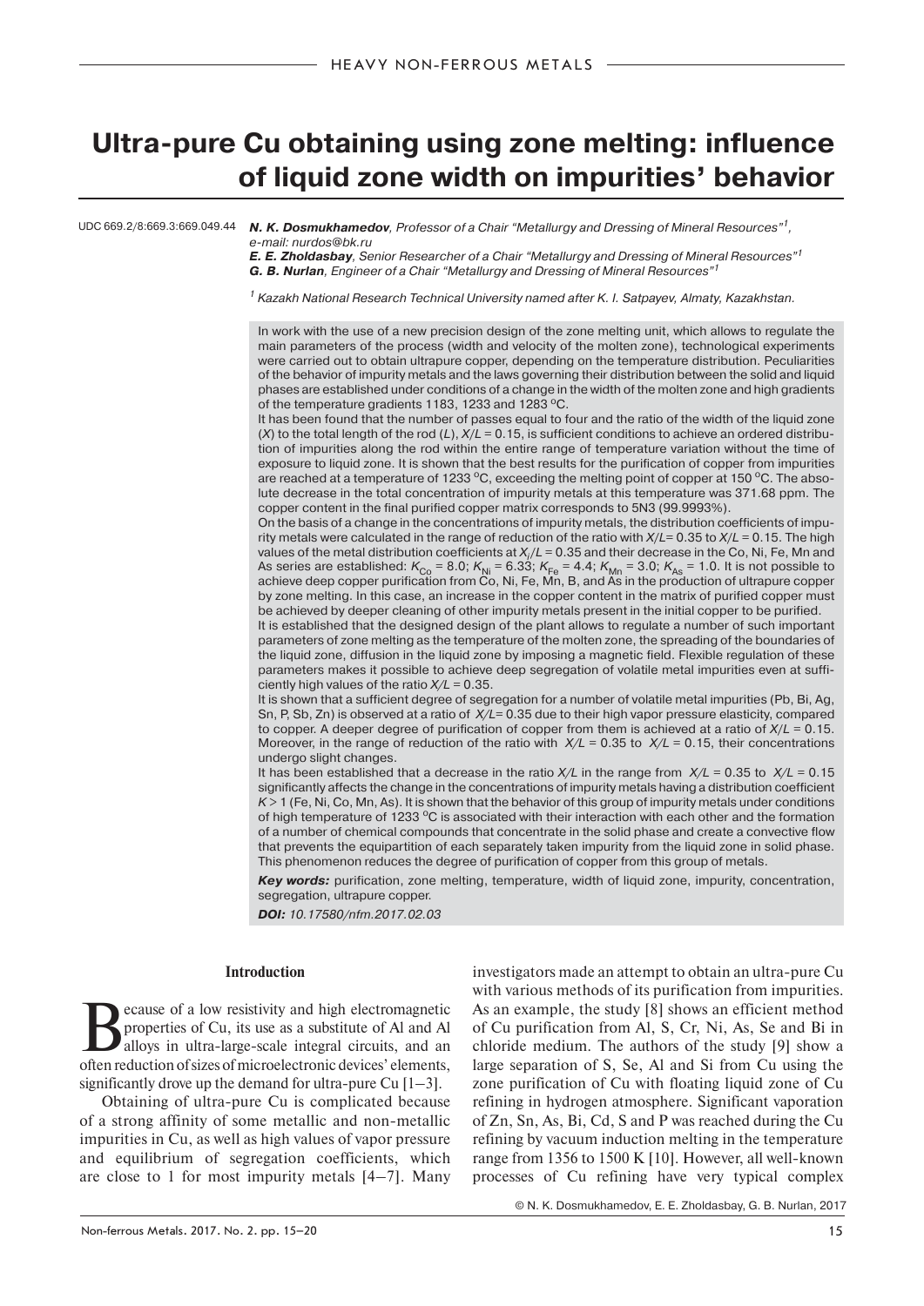# Ultra-pure Cu obtaining using zone melting: influence of liquid zone width on impurities' behavior

UDC 669.2/8:669.3:669.049.44

***N. K. Dosmukhamedov**, Professor of a Chair "Metallurgy and Dressing of Mineral Resources"[1], e-mail: nurdos@bk.ru*

***E. E. Zholdasbay**, Senior Researcher of a Chair "Metallurgy and Dressing of Mineral Resources"[1]*

***G. B. Nurlan**, Engineer of a Chair "Metallurgy and Dressing of Mineral Resources"[1]*

*[1] Kazakh National Research Technical University named after K. I. Satpayev, Almaty, Kazakhstan.*

In work with the use of a new precision design of the zone melting unit, which allows to regulate the main parameters of the process (width and velocity of the molten zone), technological experiments were carried out to obtain ultrapure copper, depending on the temperature distribution. Peculiarities of the behavior of impurity metals and the laws governing their distribution between the solid and liquid phases are established under conditions of a change in the width of the molten zone and high gradients of the temperature gradients 1183, 1233 and 1283 $^oC$.

It has been found that the number of passes equal to four and the ratio of the width of the liquid zone ($X$) to the total length of the rod ($L$), $X/L = 0.15$, is sufficient conditions to achieve an ordered distribution of impurities along the rod within the entire range of temperature variation without the time of exposure to liquid zone. It is shown that the best results for the purification of copper from impurities are reached at a temperature of 1233 $^oC$, exceeding the melting point of copper at 150 $^oC$. The absolute decrease in the total concentration of impurity metals at this temperature was 371.68 ppm. The copper content in the final purified copper matrix corresponds to 5N3 (99.9993%).

On the basis of a change in the concentrations of impurity metals, the distribution coefficients of impurity metals were calculated in the range of reduction of the ratio with $X/L = 0.35$ to $X/L = 0.15$. The high values of the metal distribution coefficients at $X_i/L = 0.35$ and their decrease in the Co, Ni, Fe, Mn and As series are established: $K_{Co} = 8.0$; $K_{Ni} = 6.33$; $K_{Fe} = 4.4$; $K_{Mn} = 3.0$; $K_{As} = 1.0$. It is not possible to achieve deep copper purification from Co, Ni, Fe, Mn, B, and As in the production of ultrapure copper by zone melting. In this case, an increase in the copper content in the matrix of purified copper must be achieved by deeper cleaning of other impurity metals present in the initial copper to be purified.

It is established that the designed design of the plant allows to regulate a number of such important parameters of zone melting as the temperature of the molten zone, the spreading of the boundaries of the liquid zone, diffusion in the liquid zone by imposing a magnetic field. Flexible regulation of these parameters makes it possible to achieve deep segregation of volatile metal impurities even at sufficiently high values of the ratio $X/L = 0.35$.

It is shown that a sufficient degree of segregation for a number of volatile metal impurities (Pb, Bi, Ag, Sn, P, Sb, Zn) is observed at a ratio of $X/L = 0.35$ due to their high vapor pressure elasticity, compared to copper. A deeper degree of purification of copper from them is achieved at a ratio of $X/L = 0.15$. Moreover, in the range of reduction of the ratio with $X/L = 0.35$ to $X/L = 0.15$, their concentrations undergo slight changes.

It has been established that a decrease in the ratio $X/L$ in the range from $X/L = 0.35$ to $X/L = 0.15$ significantly affects the change in the concentrations of impurity metals having a distribution coefficient $K > 1$ (Fe, Ni, Co, Mn, As). It is shown that the behavior of this group of impurity metals under conditions of high temperature of 1233 $^oC$ is associated with their interaction with each other and the formation of a number of chemical compounds that concentrate in the solid phase and create a convective flow that prevents the equipartition of each separately taken impurity from the liquid zone in solid phase. This phenomenon reduces the degree of purification of copper from this group of metals.

***Key words:*** purification, zone melting, temperature, width of liquid zone, impurity, concentration, segregation, ultrapure copper.

***DOI:*** *10.17580/nfm.2017.02.03*

## Introduction

Because of a low resistivity and high electromagnetic properties of Cu, its use as a substitute of Al and Al alloys in ultra-large-scale integral circuits, and an often reduction of sizes of microelectronic devices' elements, significantly drove up the demand for ultra-pure Cu [1–3].

Obtaining of ultra-pure Cu is complicated because of a strong affinity of some metallic and non-metallic impurities in Cu, as well as high values of vapor pressure and equilibrium of segregation coefficients, which are close to 1 for most impurity metals [4–7]. Many investigators made an attempt to obtain an ultra-pure Cu with various methods of its purification from impurities. As an example, the study [8] shows an efficient method of Cu purification from Al, S, Cr, Ni, As, Se and Bi in chloride medium. The authors of the study [9] show a large separation of S, Se, Al and Si from Cu using the zone purification of Cu with floating liquid zone of Cu refining in hydrogen atmosphere. Significant vaporation of Zn, Sn, As, Bi, Cd, S and P was reached during the Cu refining by vacuum induction melting in the temperature range from 1356 to 1500 K [10]. However, all well-known processes of Cu refining have very typical complex

© N. K. Dosmukhamedov, E. E. Zholdasbay, G. B. Nurlan, 2017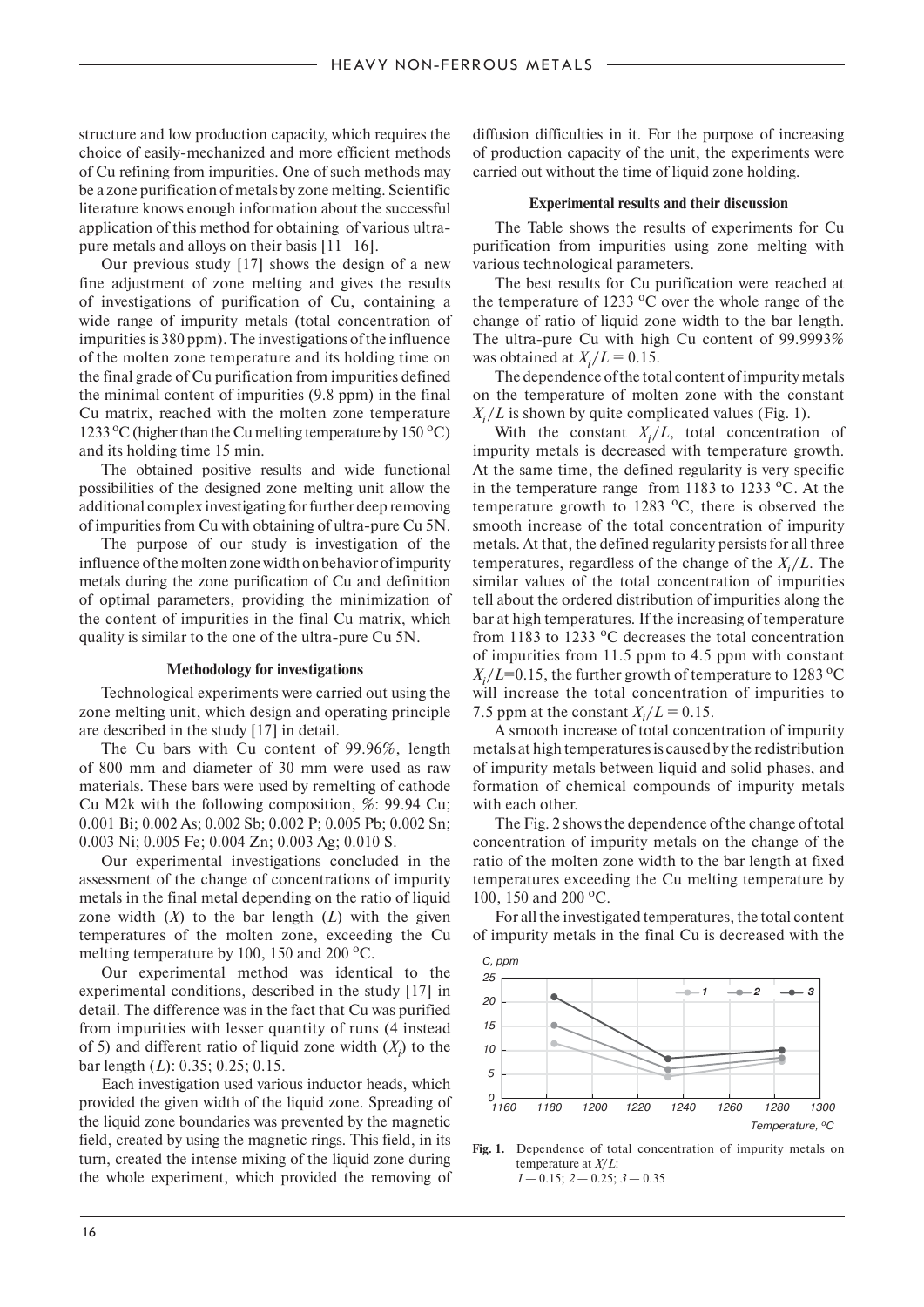structure and low production capacity, which requires the choice of easily-mechanized and more efficient methods of Cu refining from impurities. One of such methods may be a zone purification of metals by zone melting. Scientific literature knows enough information about the successful application of this method for obtaining of various ultra-pure metals and alloys on their basis [11–16].

Our previous study [17] shows the design of a new fine adjustment of zone melting and gives the results of investigations of purification of Cu, containing a wide range of impurity metals (total concentration of impurities is 380 ppm). The investigations of the influence of the molten zone temperature and its holding time on the final grade of Cu purification from impurities defined the minimal content of impurities (9.8 ppm) in the final Cu matrix, reached with the molten zone temperature 1233 °C (higher than the Cu melting temperature by 150 °C) and its holding time 15 min.

The obtained positive results and wide functional possibilities of the designed zone melting unit allow the additional complex investigating for further deep removing of impurities from Cu with obtaining of ultra-pure Cu 5N.

The purpose of our study is investigation of the influence of the molten zone width on behavior of impurity metals during the zone purification of Cu and definition of optimal parameters, providing the minimization of the content of impurities in the final Cu matrix, which quality is similar to the one of the ultra-pure Cu 5N.

### Methodology for investigations

Technological experiments were carried out using the zone melting unit, which design and operating principle are described in the study [17] in detail.

The Cu bars with Cu content of 99.96%, length of 800 mm and diameter of 30 mm were used as raw materials. These bars were used by remelting of cathode Cu M2k with the following composition, %: 99.94 Cu; 0.001 Bi; 0.002 As; 0.002 Sb; 0.002 P; 0.005 Pb; 0.002 Sn; 0.003 Ni; 0.005 Fe; 0.004 Zn; 0.003 Ag; 0.010 S.

Our experimental investigations concluded in the assessment of the change of concentrations of impurity metals in the final metal depending on the ratio of liquid zone width ($X$) to the bar length ($L$) with the given temperatures of the molten zone, exceeding the Cu melting temperature by 100, 150 and 200 °C.

Our experimental method was identical to the experimental conditions, described in the study [17] in detail. The difference was in the fact that Cu was purified from impurities with lesser quantity of runs (4 instead of 5) and different ratio of liquid zone width ($X_i$) to the bar length ($L$): 0.35; 0.25; 0.15.

Each investigation used various inductor heads, which provided the given width of the liquid zone. Spreading of the liquid zone boundaries was prevented by the magnetic field, created by using the magnetic rings. This field, in its turn, created the intense mixing of the liquid zone during the whole experiment, which provided the removing of diffusion difficulties in it. For the purpose of increasing of production capacity of the unit, the experiments were carried out without the time of liquid zone holding.

### Experimental results and their discussion

The Table shows the results of experiments for Cu purification from impurities using zone melting with various technological parameters.

The best results for Cu purification were reached at the temperature of 1233 °C over the whole range of the change of ratio of liquid zone width to the bar length. The ultra-pure Cu with high Cu content of 99.9993% was obtained at $X_i/L = 0.15$.

The dependence of the total content of impurity metals on the temperature of molten zone with the constant $X_i/L$ is shown by quite complicated values (Fig. 1).

With the constant $X_i/L$, total concentration of impurity metals is decreased with temperature growth. At the same time, the defined regularity is very specific in the temperature range from 1183 to 1233 °C. At the temperature growth to 1283 °C, there is observed the smooth increase of the total concentration of impurity metals. At that, the defined regularity persists for all three temperatures, regardless of the change of the $X_i/L$. The similar values of the total concentration of impurities tell about the ordered distribution of impurities along the bar at high temperatures. If the increasing of temperature from 1183 to 1233 °C decreases the total concentration of impurities from 11.5 ppm to 4.5 ppm with constant $X_i/L$=0.15, the further growth of temperature to 1283 °C will increase the total concentration of impurities to 7.5 ppm at the constant $X_i/L = 0.15$.

A smooth increase of total concentration of impurity metals at high temperatures is caused by the redistribution of impurity metals between liquid and solid phases, and formation of chemical compounds of impurity metals with each other.

The Fig. 2 shows the dependence of the change of total concentration of impurity metals on the change of the ratio of the molten zone width to the bar length at fixed temperatures exceeding the Cu melting temperature by 100, 150 and 200 °C.

For all the investigated temperatures, the total content of impurity metals in the final Cu is decreased with the

**Fig. 1.** Dependence of total concentration of impurity metals on temperature at $X/L$:
*1* — 0.15; *2* — 0.25; *3* — 0.35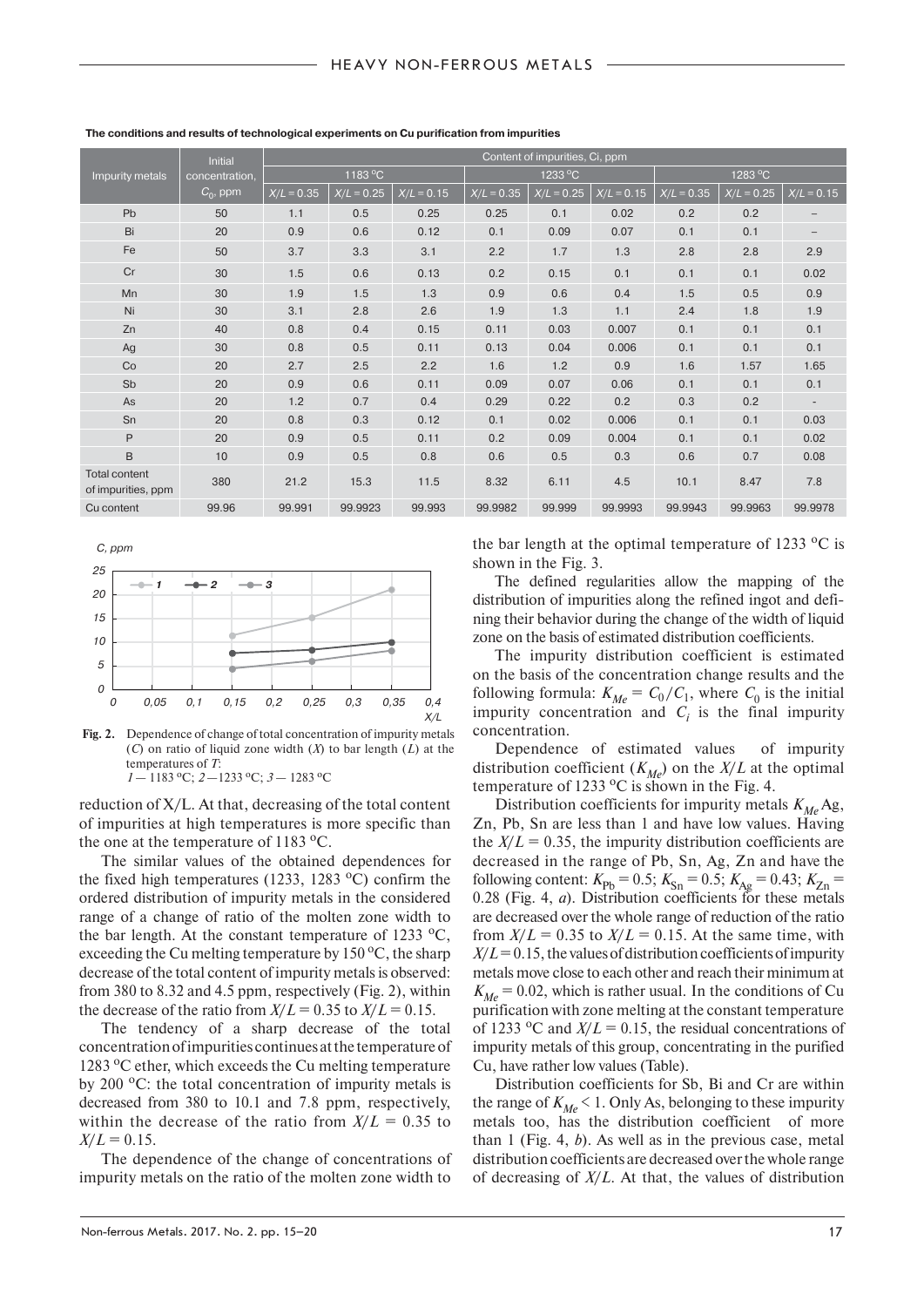**The conditions and results of technological experiments on Cu purification from impurities**

| Impurity metals | Initial concentration, $C_0$, ppm | Content of impurities, Ci, ppm | | | | | | | | |
|---|---|---|---|---|---|---|---|---|---|---|
| | | 1183 °C | | | 1233 °C | | | 1283 °C | | |
| | | $X/L = 0.35$ | $X/L = 0.25$ | $X/L = 0.15$ | $X/L = 0.35$ | $X/L = 0.25$ | $X/L = 0.15$ | $X/L = 0.35$ | $X/L = 0.25$ | $X/L = 0.15$ |
| Pb | 50 | 1.1 | 0.5 | 0.25 | 0.25 | 0.1 | 0.02 | 0.2 | 0.2 | – |
| Bi | 20 | 0.9 | 0.6 | 0.12 | 0.1 | 0.09 | 0.07 | 0.1 | 0.1 | – |
| Fe | 50 | 3.7 | 3.3 | 3.1 | 2.2 | 1.7 | 1.3 | 2.8 | 2.8 | 2.9 |
| Cr | 30 | 1.5 | 0.6 | 0.13 | 0.2 | 0.15 | 0.1 | 0.1 | 0.1 | 0.02 |
| Mn | 30 | 1.9 | 1.5 | 1.3 | 0.9 | 0.6 | 0.4 | 1.5 | 0.5 | 0.9 |
| Ni | 30 | 3.1 | 2.8 | 2.6 | 1.9 | 1.3 | 1.1 | 2.4 | 1.8 | 1.9 |
| Zn | 40 | 0.8 | 0.4 | 0.15 | 0.11 | 0.03 | 0.007 | 0.1 | 0.1 | 0.1 |
| Ag | 30 | 0.8 | 0.5 | 0.11 | 0.13 | 0.04 | 0.006 | 0.1 | 0.1 | 0.1 |
| Co | 20 | 2.7 | 2.5 | 2.2 | 1.6 | 1.2 | 0.9 | 1.6 | 1.57 | 1.65 |
| Sb | 20 | 0.9 | 0.6 | 0.11 | 0.09 | 0.07 | 0.06 | 0.1 | 0.1 | 0.1 |
| As | 20 | 1.2 | 0.7 | 0.4 | 0.29 | 0.22 | 0.2 | 0.3 | 0.2 | - |
| Sn | 20 | 0.8 | 0.3 | 0.12 | 0.1 | 0.02 | 0.006 | 0.1 | 0.1 | 0.03 |
| P | 20 | 0.9 | 0.5 | 0.11 | 0.2 | 0.09 | 0.004 | 0.1 | 0.1 | 0.02 |
| B | 10 | 0.9 | 0.5 | 0.8 | 0.6 | 0.5 | 0.3 | 0.6 | 0.7 | 0.08 |
| Total content of impurities, ppm | 380 | 21.2 | 15.3 | 11.5 | 8.32 | 6.11 | 4.5 | 10.1 | 8.47 | 7.8 |
| Cu content | 99.96 | 99.991 | 99.9923 | 99.993 | 99.9982 | 99.999 | 99.9993 | 99.9943 | 99.9963 | 99.9978 |

**Fig. 2.** Dependence of change of total concentration of impurity metals ($C$) on ratio of liquid zone width ($X$) to bar length ($L$) at the temperatures of $T$:
*1* — 1183 °C; *2* — 1233 °C; *3* — 1283 °C

reduction of X/L. At that, decreasing of the total content of impurities at high temperatures is more specific than the one at the temperature of 1183 °C.

The similar values of the obtained dependences for the fixed high temperatures (1233, 1283 °C) confirm the ordered distribution of impurity metals in the considered range of a change of ratio of the molten zone width to the bar length. At the constant temperature of 1233 °C, exceeding the Cu melting temperature by 150 °C, the sharp decrease of the total content of impurity metals is observed: from 380 to 8.32 and 4.5 ppm, respectively (Fig. 2), within the decrease of the ratio from $X/L = 0.35$ to $X/L = 0.15$.

The tendency of a sharp decrease of the total concentration of impurities continues at the temperature of 1283 °C ether, which exceeds the Cu melting temperature by 200 °C: the total concentration of impurity metals is decreased from 380 to 10.1 and 7.8 ppm, respectively, within the decrease of the ratio from $X/L = 0.35$ to $X/L = 0.15$.

The dependence of the change of concentrations of impurity metals on the ratio of the molten zone width to the bar length at the optimal temperature of 1233 °C is shown in the Fig. 3.

The defined regularities allow the mapping of the distribution of impurities along the refined ingot and defining their behavior during the change of the width of liquid zone on the basis of estimated distribution coefficients.

The impurity distribution coefficient is estimated on the basis of the concentration change results and the following formula: $K_{Me} = C_0/C_1$, where $C_0$ is the initial impurity concentration and $C_i$ is the final impurity concentration.

Dependence of estimated values of impurity distribution coefficient ($K_{Me}$) on the $X/L$ at the optimal temperature of 1233 °C is shown in the Fig. 4.

Distribution coefficients for impurity metals $K_{Me}$ Ag, Zn, Pb, Sn are less than 1 and have low values. Having the $X/L = 0.35$, the impurity distribution coefficients are decreased in the range of Pb, Sn, Ag, Zn and have the following content: $K_{Pb} = 0.5$; $K_{Sn} = 0.5$; $K_{Ag} = 0.43$; $K_{Zn} = 0.28$ (Fig. 4, *a*). Distribution coefficients for these metals are decreased over the whole range of reduction of the ratio from $X/L = 0.35$ to $X/L = 0.15$. At the same time, with $X/L = 0.15$, the values of distribution coefficients of impurity metals move close to each other and reach their minimum at $K_{Me} = 0.02$, which is rather usual. In the conditions of Cu purification with zone melting at the constant temperature of 1233 °C and $X/L = 0.15$, the residual concentrations of impurity metals of this group, concentrating in the purified Cu, have rather low values (Table).

Distribution coefficients for Sb, Bi and Cr are within the range of $K_{Me} < 1$. Only As, belonging to these impurity metals too, has the distribution coefficient of more than 1 (Fig. 4, *b*). As well as in the previous case, metal distribution coefficients are decreased over the whole range of decreasing of $X/L$. At that, the values of distribution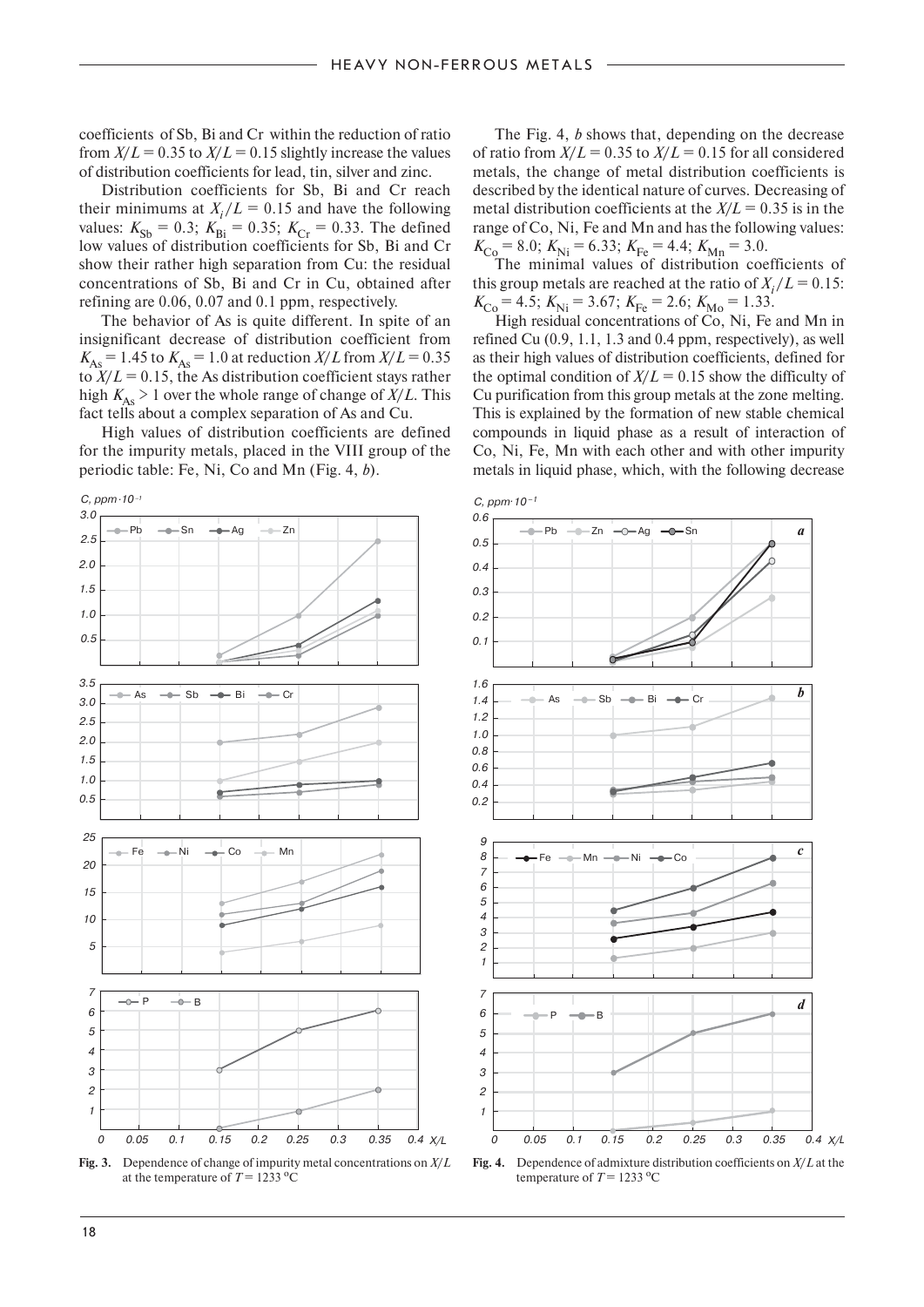coefficients of Sb, Bi and Cr within the reduction of ratio from $X/L = 0.35$ to $X/L = 0.15$ slightly increase the values of distribution coefficients for lead, tin, silver and zinc.

Distribution coefficients for Sb, Bi and Cr reach their minimums at $X_i/L = 0.15$ and have the following values: $K_{Sb} = 0.3$; $K_{Bi} = 0.35$; $K_{Cr} = 0.33$. The defined low values of distribution coefficients for Sb, Bi and Cr show their rather high separation from Cu: the residual concentrations of Sb, Bi and Cr in Cu, obtained after refining are 0.06, 0.07 and 0.1 ppm, respectively.

The behavior of As is quite different. In spite of an insignificant decrease of distribution coefficient from $K_{As} = 1.45$ to $K_{As} = 1.0$ at reduction $X/L$ from $X/L = 0.35$ to $X/L = 0.15$, the As distribution coefficient stays rather high $K_{As} > 1$ over the whole range of change of $X/L$. This fact tells about a complex separation of As and Cu.

High values of distribution coefficients are defined for the impurity metals, placed in the VIII group of the periodic table: Fe, Ni, Co and Mn (Fig. 4, *b*).

The Fig. 4, *b* shows that, depending on the decrease of ratio from $X/L = 0.35$ to $X/L = 0.15$ for all considered metals, the change of metal distribution coefficients is described by the identical nature of curves. Decreasing of metal distribution coefficients at the $X/L = 0.35$ is in the range of Co, Ni, Fe and Mn and has the following values: $K_{Co} = 8.0$; $K_{Ni} = 6.33$; $K_{Fe} = 4.4$; $K_{Mn} = 3.0$.

The minimal values of distribution coefficients of this group metals are reached at the ratio of $X_i/L = 0.15$: $K_{Co} = 4.5$; $K_{Ni} = 3.67$; $K_{Fe} = 2.6$; $K_{Mo} = 1.33$.

High residual concentrations of Co, Ni, Fe and Mn in refined Cu (0.9, 1.1, 1.3 and 0.4 ppm, respectively), as well as their high values of distribution coefficients, defined for the optimal condition of $X/L = 0.15$ show the difficulty of Cu purification from this group metals at the zone melting. This is explained by the formation of new stable chemical compounds in liquid phase as a result of interaction of Co, Ni, Fe, Mn with each other and with other impurity metals in liquid phase, which, with the following decrease

**Fig. 3.** Dependence of change of impurity metal concentrations on $X/L$ at the temperature of $T = 1233$ °C

**Fig. 4.** Dependence of admixture distribution coefficients on $X/L$ at the temperature of $T = 1233$ °C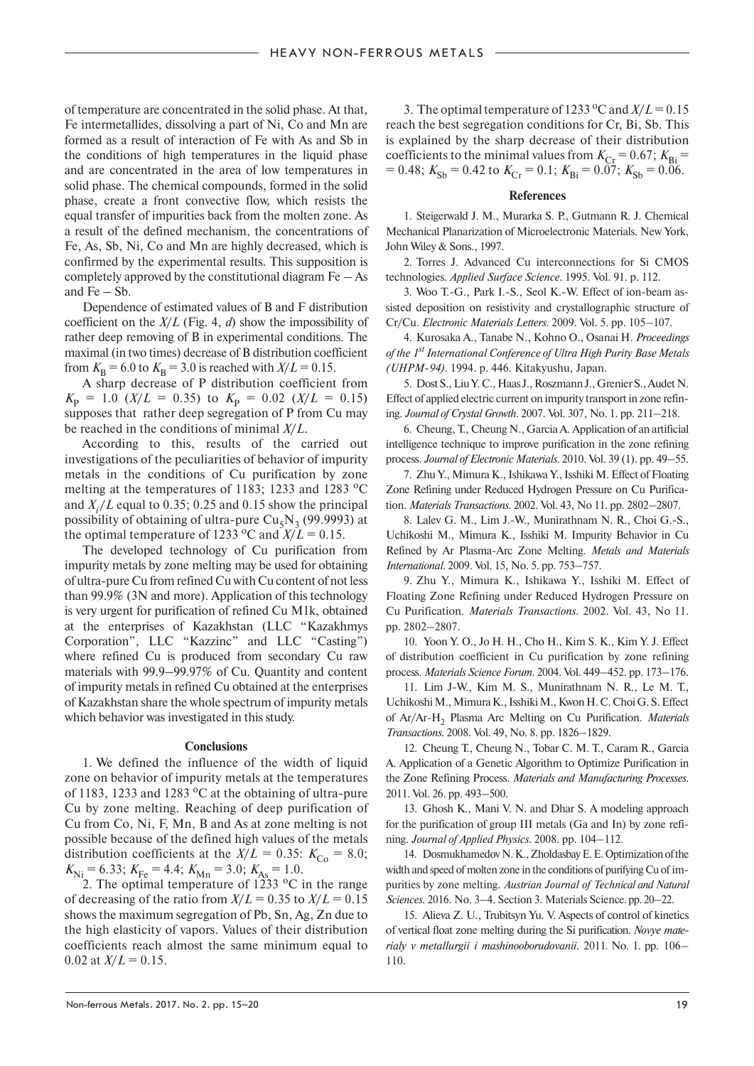of temperature are concentrated in the solid phase. At that, Fe intermetallides, dissolving a part of Ni, Co and Mn are formed as a result of interaction of Fe with As and Sb in the conditions of high temperatures in the liquid phase and are concentrated in the area of low temperatures in solid phase. The chemical compounds, formed in the solid phase, create a front convective flow, which resists the equal transfer of impurities back from the molten zone. As a result of the defined mechanism, the concentrations of Fe, As, Sb, Ni, Co and Mn are highly decreased, which is confirmed by the experimental results. This supposition is completely approved by the constitutional diagram Fe – As and Fe – Sb.

Dependence of estimated values of B and F distribution coefficient on the $X/L$ (Fig. 4, *d*) show the impossibility of rather deep removing of B in experimental conditions. The maximal (in two times) decrease of B distribution coefficient from $K_B = 6.0$ to $K_B = 3.0$ is reached with $X/L = 0.15$.

A sharp decrease of P distribution coefficient from $K_P = 1.0$ ($X/L = 0.35$) to $K_P = 0.02$ ($X/L = 0.15$) supposes that rather deep segregation of P from Cu may be reached in the conditions of minimal $X/L$.

According to this, results of the carried out investigations of the peculiarities of behavior of impurity metals in the conditions of Cu purification by zone melting at the temperatures of 1183; 1233 and 1283 °C and $X_i/L$ equal to 0.35; 0.25 and 0.15 show the principal possibility of obtaining of ultra-pure $Cu_5N_3$ (99.9993) at the optimal temperature of 1233 °C and $X/L = 0.15$.

The developed technology of Cu purification from impurity metals by zone melting may be used for obtaining of ultra-pure Cu from refined Cu with Cu content of not less than 99.9% (3N and more). Application of this technology is very urgent for purification of refined Cu M1k, obtained at the enterprises of Kazakhstan (LLC "Kazakhmys Corporation", LLC "Kazzinc" and LLC "Casting") where refined Cu is produced from secondary Cu raw materials with 99.9–99.97% of Cu. Quantity and content of impurity metals in refined Cu obtained at the enterprises of Kazakhstan share the whole spectrum of impurity metals which behavior was investigated in this study.

## Conclusions

1. We defined the influence of the width of liquid zone on behavior of impurity metals at the temperatures of 1183, 1233 and 1283 °C at the obtaining of ultra-pure Cu by zone melting. Reaching of deep purification of Cu from Co, Ni, F, Mn, B and As at zone melting is not possible because of the defined high values of the metals distribution coefficients at the $X/L = 0.35$: $K_{Co} = 8.0$; $K_{Ni} = 6.33$; $K_{Fe} = 4.4$; $K_{Mn} = 3.0$; $K_{As} = 1.0$.

2. The optimal temperature of 1233 °C in the range of decreasing of the ratio from $X/L = 0.35$ to $X/L = 0.15$ shows the maximum segregation of Pb, Sn, Ag, Zn due to the high elasticity of vapors. Values of their distribution coefficients reach almost the same minimum equal to 0.02 at $X/L = 0.15$.

3. The optimal temperature of 1233 °C and $X/L = 0.15$ reach the best segregation conditions for Cr, Bi, Sb. This is explained by the sharp decrease of their distribution coefficients to the minimal values from $K_{Cr} = 0.67$; $K_{Bi} = 0.48$; $K_{Sb} = 0.42$ to $K_{Cr} = 0.1$; $K_{Bi} = 0.07$; $K_{Sb} = 0.06$.

## References

1. Steigerwald J. M., Murarka S. P., Gutmann R. J. Chemical Mechanical Planarization of Microelectronic Materials. New York, John Wiley & Sons., 1997.

2. Torres J. Advanced Cu interconnections for Si CMOS technologies. *Applied Surface Science*. 1995. Vol. 91. p. 112.

3. Woo T.-G., Park I.-S., Seol K.-W. Effect of ion-beam assisted deposition on resistivity and crystallographic structure of Cr/Cu. *Electronic Materials Letters*. 2009. Vol. 5. pp. 105–107.

4. Kurosaka A., Tanabe N., Kohno O., Osanai H. *Proceedings of the 1st International Conference of Ultra High Purity Base Metals (UHPM-94)*. 1994. p. 446. Kitakyushu, Japan.

5. Dost S., Liu Y. C., Haas J., Roszmann J., Grenier S., Audet N. Effect of applied electric current on impurity transport in zone refining. *Journal of Crystal Growth*. 2007. Vol. 307, No. 1. pp. 211–218.

6. Cheung, T., Cheung N., Garcia A. Application of an artificial intelligence technique to improve purification in the zone refining process. *Journal of Electronic Materials*. 2010. Vol. 39 (1). pp. 49–55.

7. Zhu Y., Mimura K., Ishikawa Y., Isshiki M. Effect of Floating Zone Refining under Reduced Hydrogen Pressure on Cu Purification. *Materials Transactions*. 2002. Vol. 43, No 11. pp. 2802–2807.

8. Lalev G. M., Lim J.-W., Munirathnam N. R., Choi G.-S., Uchikoshi M., Mimura K., Isshiki M. Impurity Behavior in Cu Refined by Ar Plasma-Arc Zone Melting. *Metals and Materials International*. 2009. Vol. 15, No. 5. pp. 753–757.

9. Zhu Y., Mimura K., Ishikawa Y., Isshiki M. Effect of Floating Zone Refining under Reduced Hydrogen Pressure on Cu Purification. *Materials Transactions*. 2002. Vol. 43, No 11. pp. 2802–2807.

10. Yoon Y. O., Jo H. H., Cho H., Kim S. K., Kim Y. J. Effect of distribution coefficient in Cu purification by zone refining process. *Materials Science Forum*. 2004. Vol. 449–452. pp. 173–176.

11. Lim J-W., Kim M. S., Munirathnam N. R., Le M. T., Uchikoshi M., Mimura K., Isshiki M., Kwon H. C. Choi G. S. Effect of Ar/Ar-$H_2$ Plasma Arc Melting on Cu Purification. *Materials Transactions*. 2008. Vol. 49, No. 8. pp. 1826–1829.

12. Cheung T., Cheung N., Tobar C. M. T., Caram R., Garcia A. Application of a Genetic Algorithm to Optimize Purification in the Zone Refining Process. *Materials and Manufacturing Processes*. 2011. Vol. 26. pp. 493–500.

13. Ghosh K., Mani V. N. and Dhar S. A modeling approach for the purification of group III metals (Ga and In) by zone refining. *Journal of Applied Physics*. 2008. pp. 104–112.

14. Dosmukhamedov N. K., Zholdasbay E. E. Optimization of the width and speed of molten zone in the conditions of purifying Cu of impurities by zone melting. *Austrian Journal of Technical and Natural Sciences*. 2016. No. 3–4. Section 3. Materials Science. pp. 20–22.

15. Alieva Z. U., Trubitsyn Yu. V. Aspects of control of kinetics of vertical float zone melting during the Si purification. *Novye materialy v metallurgii i mashinooborudovanii*. 2011. No. 1. pp. 106–110.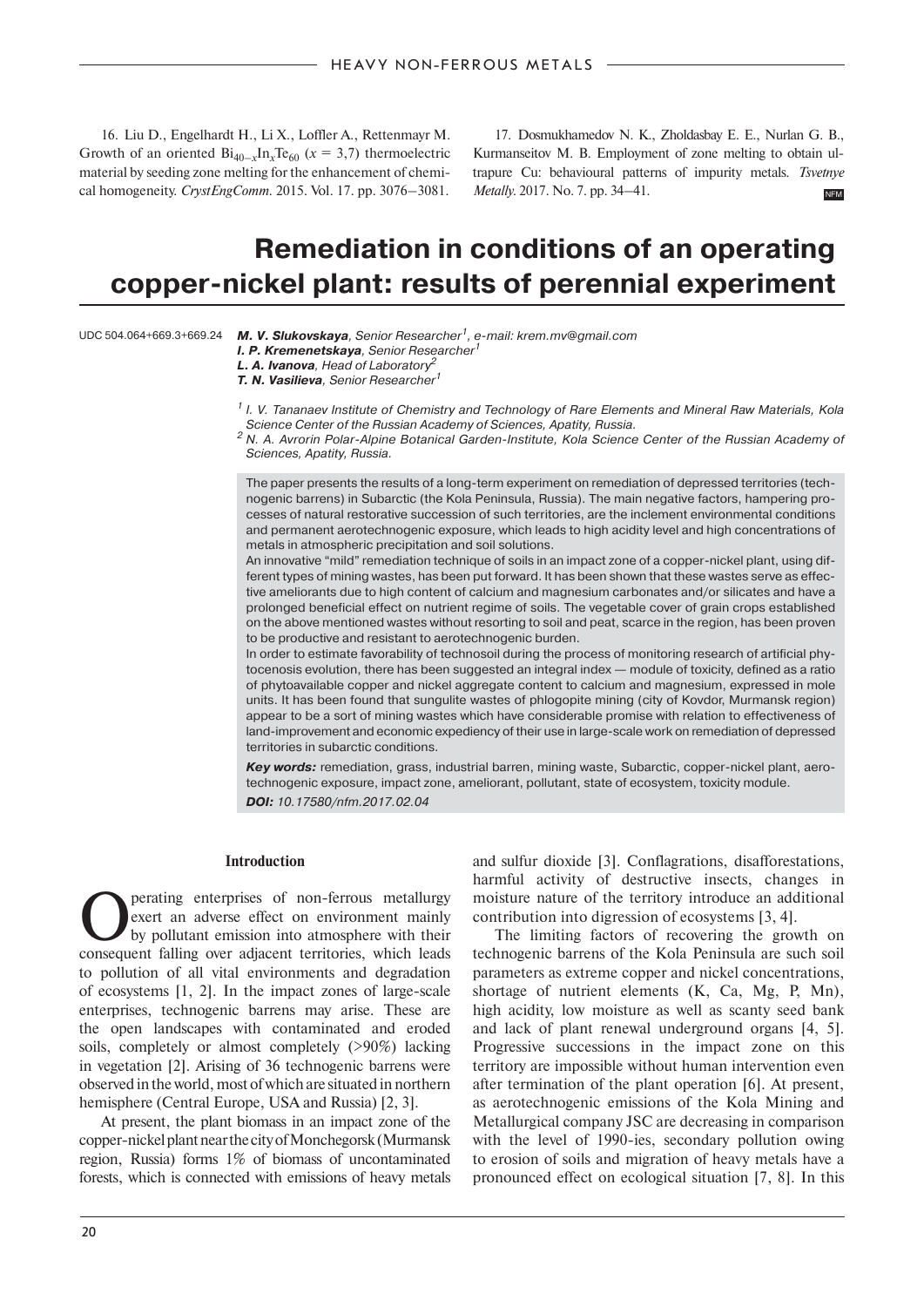16. Liu D., Engelhardt H., Li X., Loffler A., Rettenmayr M. Growth of an oriented $Bi_{40-x}In_xTe_{60}$ ($x$ = 3,7) thermoelectric material by seeding zone melting for the enhancement of chemical homogeneity. *CrystEngComm*. 2015. Vol. 17. pp. 3076–3081.

17. Dosmukhamedov N. K., Zholdasbay E. E., Nurlan G. B., Kurmanseitov M. B. Employment of zone melting to obtain ultrapure Cu: behavioural patterns of impurity metals. *Tsvetnye Metally*. 2017. No. 7. pp. 34–41.

# Remediation in conditions of an operating copper-nickel plant: results of perennial experiment

UDC 504.064+669.3+669.24

***M. V. Slukovskaya**, Senior Researcher[1], e-mail: krem.mv@gmail.com*
***I. P. Kremenetskaya**, Senior Researcher[1]*
***L. A. Ivanova**, Head of Laboratory[2]*
***T. N. Vasilieva**, Senior Researcher[1]*

*[1] I. V. Tananaev Institute of Chemistry and Technology of Rare Elements and Mineral Raw Materials, Kola Science Center of the Russian Academy of Sciences, Apatity, Russia.*
*[2] N. A. Avrorin Polar-Alpine Botanical Garden-Institute, Kola Science Center of the Russian Academy of Sciences, Apatity, Russia.*

The paper presents the results of a long-term experiment on remediation of depressed territories (technogenic barrens) in Subarctic (the Kola Peninsula, Russia). The main negative factors, hampering processes of natural restorative succession of such territories, are the inclement environmental conditions and permanent aerotechnogenic exposure, which leads to high acidity level and high concentrations of metals in atmospheric precipitation and soil solutions.

An innovative "mild" remediation technique of soils in an impact zone of a copper-nickel plant, using different types of mining wastes, has been put forward. It has been shown that these wastes serve as effective ameliorants due to high content of calcium and magnesium carbonates and/or silicates and have a prolonged beneficial effect on nutrient regime of soils. The vegetable cover of grain crops established on the above mentioned wastes without resorting to soil and peat, scarce in the region, has been proven to be productive and resistant to aerotechnogenic burden.

In order to estimate favorability of technosoil during the process of monitoring research of artificial phytocenosis evolution, there has been suggested an integral index — module of toxicity, defined as a ratio of phytoavailable copper and nickel aggregate content to calcium and magnesium, expressed in mole units. It has been found that sungulite wastes of phlogopite mining (city of Kovdor, Murmansk region) appear to be a sort of mining wastes which have considerable promise with relation to effectiveness of land-improvement and economic expediency of their use in large-scale work on remediation of depressed territories in subarctic conditions.

***Key words:** remediation, grass, industrial barren, mining waste, Subarctic, copper-nickel plant, aerotechnogenic exposure, impact zone, ameliorant, pollutant, state of ecosystem, toxicity module.*

***DOI:** 10.17580/nfm.2017.02.04*

## Introduction

Operating enterprises of non-ferrous metallurgy exert an adverse effect on environment mainly by pollutant emission into atmosphere with their consequent falling over adjacent territories, which leads to pollution of all vital environments and degradation of ecosystems [1, 2]. In the impact zones of large-scale enterprises, technogenic barrens may arise. These are the open landscapes with contaminated and eroded soils, completely or almost completely (>90%) lacking in vegetation [2]. Arising of 36 technogenic barrens were observed in the world, most of which are situated in northern hemisphere (Central Europe, USA and Russia) [2, 3].

At present, the plant biomass in an impact zone of the copper-nickel plant near the city of Monchegorsk (Murmansk region, Russia) forms 1% of biomass of uncontaminated forests, which is connected with emissions of heavy metals and sulfur dioxide [3]. Conflagrations, disafforestations, harmful activity of destructive insects, changes in moisture nature of the territory introduce an additional contribution into digression of ecosystems [3, 4].

The limiting factors of recovering the growth on technogenic barrens of the Kola Peninsula are such soil parameters as extreme copper and nickel concentrations, shortage of nutrient elements (K, Ca, Mg, P, Mn), high acidity, low moisture as well as scanty seed bank and lack of plant renewal underground organs [4, 5]. Progressive successions in the impact zone on this territory are impossible without human intervention even after termination of the plant operation [6]. At present, as aerotechnogenic emissions of the Kola Mining and Metallurgical company JSC are decreasing in comparison with the level of 1990-ies, secondary pollution owing to erosion of soils and migration of heavy metals have a pronounced effect on ecological situation [7, 8]. In this